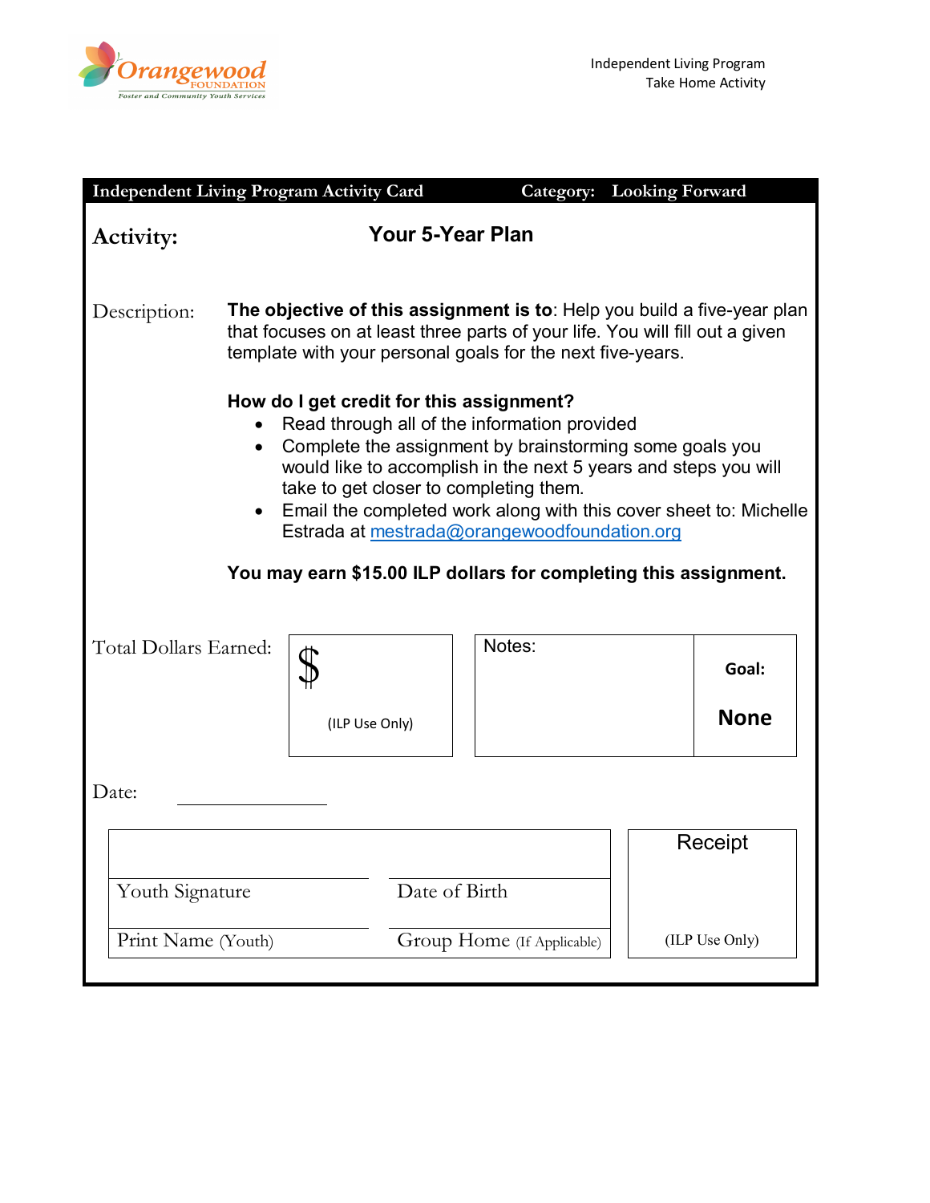Orangewood FOUNDATION
Foster and Community Youth Services

Independent Living Program
Take Home Activity

**Independent Living Program Activity Card** | **Category: Looking Forward**

**Activity:** **Your 5-Year Plan**

Description:

**The objective of this assignment is to**: Help you build a five-year plan that focuses on at least three parts of your life. You will fill out a given template with your personal goals for the next five-years.

**How do I get credit for this assignment?**

- Read through all of the information provided
- Complete the assignment by brainstorming some goals you would like to accomplish in the next 5 years and steps you will take to get closer to completing them.
- Email the completed work along with this cover sheet to: Michelle Estrada at mestrada@orangewoodfoundation.org

**You may earn $15.00 ILP dollars for completing this assignment.**

| Total Dollars Earned: | $ (ILP Use Only) | Notes: | **Goal:** **None** |
|---|---|---|---|

Date: ____________

| | | Receipt |
|---|---|---|
| Youth Signature | Date of Birth | |
| Print Name (Youth) | Group Home (If Applicable) | (ILP Use Only) |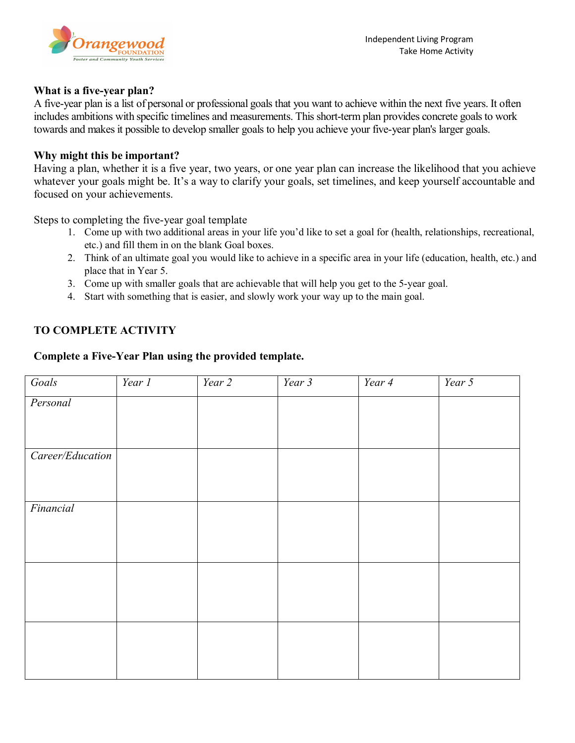### What is a five-year plan?

A five-year plan is a list of personal or professional goals that you want to achieve within the next five years. It often includes ambitions with specific timelines and measurements. This short-term plan provides concrete goals to work towards and makes it possible to develop smaller goals to help you achieve your five-year plan's larger goals.

### Why might this be important?

Having a plan, whether it is a five year, two years, or one year plan can increase the likelihood that you achieve whatever your goals might be. It's a way to clarify your goals, set timelines, and keep yourself accountable and focused on your achievements.

Steps to completing the five-year goal template

1. Come up with two additional areas in your life you'd like to set a goal for (health, relationships, recreational, etc.) and fill them in on the blank Goal boxes.
2. Think of an ultimate goal you would like to achieve in a specific area in your life (education, health, etc.) and place that in Year 5.
3. Come up with smaller goals that are achievable that will help you get to the 5-year goal.
4. Start with something that is easier, and slowly work your way up to the main goal.

### TO COMPLETE ACTIVITY

**Complete a Five-Year Plan using the provided template.**

| *Goals* | *Year 1* | *Year 2* | *Year 3* | *Year 4* | *Year 5* |
|---|---|---|---|---|---|
| *Personal* | | | | | |
| *Career/Education* | | | | | |
| *Financial* | | | | | |
| | | | | | |
| | | | | | |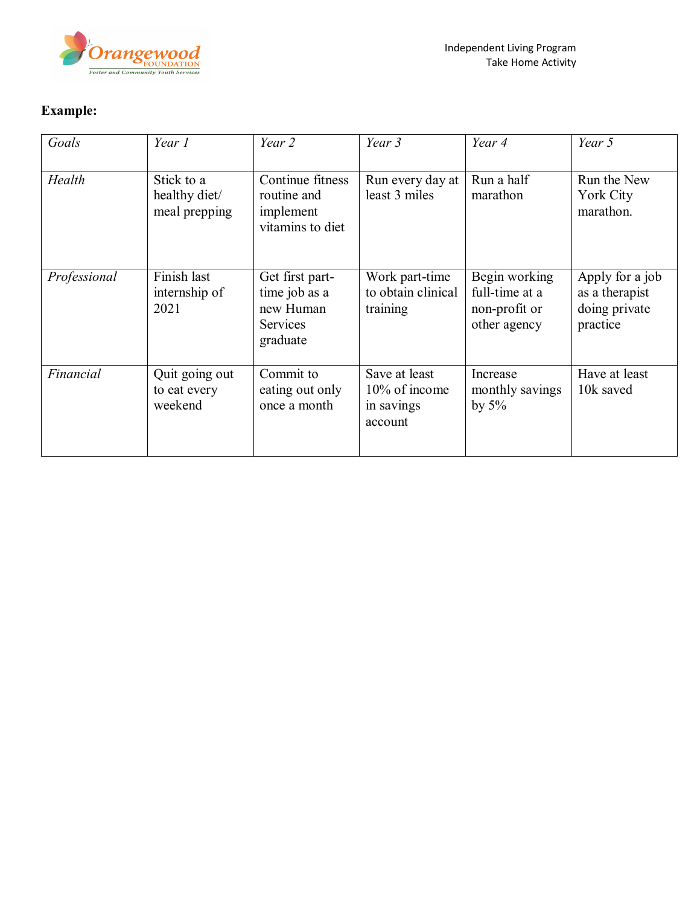**Example:**

| *Goals* | *Year 1* | *Year 2* | *Year 3* | *Year 4* | *Year 5* |
|---|---|---|---|---|---|
| *Health* | Stick to a healthy diet/ meal prepping | Continue fitness routine and implement vitamins to diet | Run every day at least 3 miles | Run a half marathon | Run the New York City marathon. |
| *Professional* | Finish last internship of 2021 | Get first part-time job as a new Human Services graduate | Work part-time to obtain clinical training | Begin working full-time at a non-profit or other agency | Apply for a job as a therapist doing private practice |
| *Financial* | Quit going out to eat every weekend | Commit to eating out only once a month | Save at least 10% of income in savings account | Increase monthly savings by 5% | Have at least 10k saved |